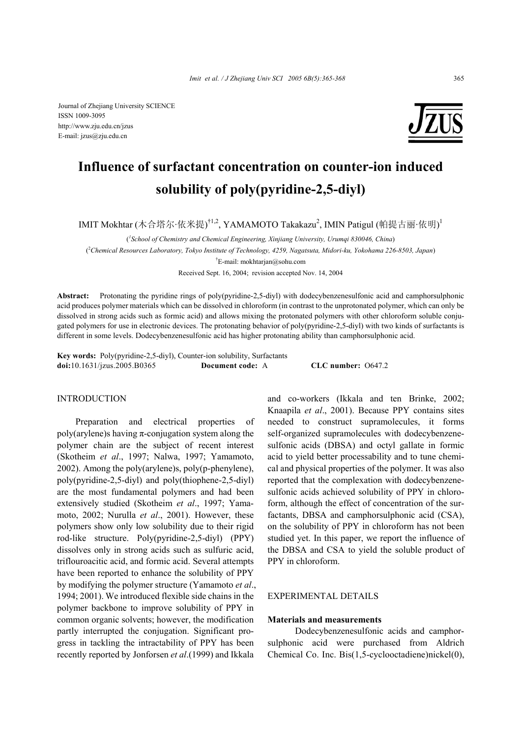Journal of Zhejiang University SCIENCE
ISSN 1009-3095
http://www.zju.edu.cn/jzus
E-mail: jzus@zju.edu.cn

# Influence of surfactant concentration on counter-ion induced solubility of poly(pyridine-2,5-diyl)

IMIT Mokhtar (木合塔尔·依米提)[†1,2], YAMAMOTO Takakazu[2], IMIN Patigul (帕提古丽·依明)[1]

([1]*School of Chemistry and Chemical Engineering, Xinjiang University, Urumqi 830046, China*)

([2]*Chemical Resources Laboratory, Tokyo Institute of Technology, 4259, Nagatsuta, Midori-ku, Yokohama 226-8503, Japan*)

[†]E-mail: mokhtarjan@sohu.com

Received Sept. 16, 2004; revision accepted Nov. 14, 2004

**Abstract:** Protonating the pyridine rings of poly(pyridine-2,5-diyl) with dodecybenzenesulfonic acid and camphorsulphonic acid produces polymer materials which can be dissolved in chloroform (in contrast to the unprotonated polymer, which can only be dissolved in strong acids such as formic acid) and allows mixing the protonated polymers with other chloroform soluble conjugated polymers for use in electronic devices. The protonating behavior of poly(pyridine-2,5-diyl) with two kinds of surfactants is different in some levels. Dodecybenzenesulfonic acid has higher protonating ability than camphorsulphonic acid.

**Key words:** Poly(pyridine-2,5-diyl), Counter-ion solubility, Surfactants
**doi:**10.1631/jzus.2005.B0365 **Document code:** A **CLC number:** O647.2

## INTRODUCTION

Preparation and electrical properties of poly(arylene)s having π-conjugation system along the polymer chain are the subject of recent interest (Skotheim *et al*., 1997; Nalwa, 1997; Yamamoto, 2002). Among the poly(arylene)s, poly(p-phenylene), poly(pyridine-2,5-diyl) and poly(thiophene-2,5-diyl) are the most fundamental polymers and had been extensively studied (Skotheim *et al*., 1997; Yamamoto, 2002; Nurulla *et al*., 2001). However, these polymers show only low solubility due to their rigid rod-like structure. Poly(pyridine-2,5-diyl) (PPY) dissolves only in strong acids such as sulfuric acid, triflouroacitic acid, and formic acid. Several attempts have been reported to enhance the solubility of PPY by modifying the polymer structure (Yamamoto *et al*., 1994; 2001). We introduced flexible side chains in the polymer backbone to improve solubility of PPY in common organic solvents; however, the modification partly interrupted the conjugation. Significant progress in tackling the intractability of PPY has been recently reported by Jonforsen *et al*.(1999) and Ikkala and co-workers (Ikkala and ten Brinke, 2002; Knaapila *et al*., 2001). Because PPY contains sites needed to construct supramolecules, it forms self-organized supramolecules with dodecybenzenesulfonic acids (DBSA) and octyl gallate in formic acid to yield better processability and to tune chemical and physical properties of the polymer. It was also reported that the complexation with dodecybenzenesulfonic acids achieved solubility of PPY in chloroform, although the effect of concentration of the surfactants, DBSA and camphorsulphonic acid (CSA), on the solubility of PPY in chloroform has not been studied yet. In this paper, we report the influence of the DBSA and CSA to yield the soluble product of PPY in chloroform.

## EXPERIMENTAL DETAILS

### Materials and measurements

Dodecybenzenesulfonic acids and camphorsulphonic acid were purchased from Aldrich Chemical Co. Inc. Bis(1,5-cyclooctadiene)nickel(0),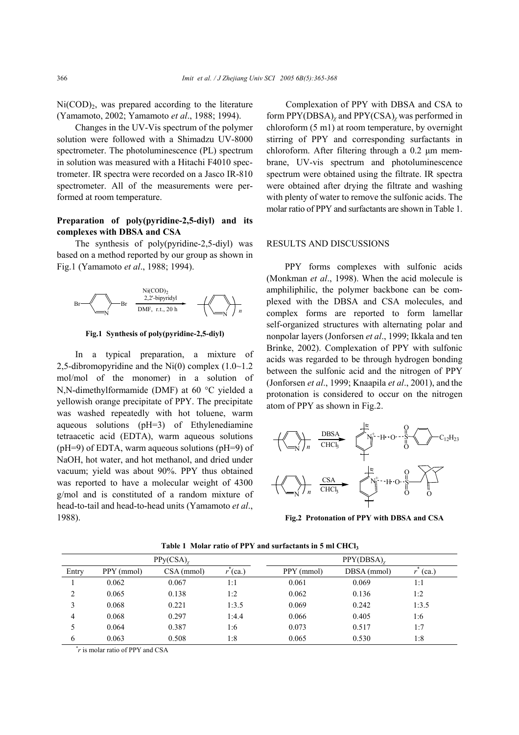$Ni(COD)_2$, was prepared according to the literature (Yamamoto, 2002; Yamamoto *et al*., 1988; 1994).

Changes in the UV-Vis spectrum of the polymer solution were followed with a Shimadzu UV-8000 spectrometer. The photoluminescence (PL) spectrum in solution was measured with a Hitachi F4010 spectrometer. IR spectra were recorded on a Jasco IR-810 spectrometer. All of the measurements were performed at room temperature.

### Preparation of poly(pyridine-2,5-diyl) and its complexes with DBSA and CSA

The synthesis of poly(pyridine-2,5-diyl) was based on a method reported by our group as shown in Fig.1 (Yamamoto *et al*., 1988; 1994).

**Fig.1 Synthesis of poly(pyridine-2,5-diyl)**

In a typical preparation, a mixture of 2,5-dibromopyridine and the Ni(0) complex (1.0~1.2 mol/mol of the monomer) in a solution of N,N-dimethylformamide (DMF) at 60 °C yielded a yellowish orange precipitate of PPY. The precipitate was washed repeatedly with hot toluene, warm aqueous solutions (pH=3) of Ethylenediamine tetraacetic acid (EDTA), warm aqueous solutions (pH=9) of EDTA, warm aqueous solutions (pH=9) of NaOH, hot water, and hot methanol, and dried under vacuum; yield was about 90%. PPY thus obtained was reported to have a molecular weight of 4300 g/mol and is constituted of a random mixture of head-to-tail and head-to-head units (Yamamoto *et al*., 1988).

Complexation of PPY with DBSA and CSA to form $PPY(DBSA)_\chi$ and $PPY(CSA)_\chi$ was performed in chloroform (5 m1) at room temperature, by overnight stirring of PPY and corresponding surfactants in chloroform. After filtering through a 0.2 μm membrane, UV-vis spectrum and photoluminescence spectrum were obtained using the filtrate. IR spectra were obtained after drying the filtrate and washing with plenty of water to remove the sulfonic acids. The molar ratio of PPY and surfactants are shown in Table 1.

## RESULTS AND DISCUSSIONS

PPY forms complexes with sulfonic acids (Monkman *et al*., 1998). When the acid molecule is amphiliphilic, the polymer backbone can be complexed with the DBSA and CSA molecules, and complex forms are reported to form lamellar self-organized structures with alternating polar and nonpolar layers (Jonforsen *et al*., 1999; Ikkala and ten Brinke, 2002). Complexation of PPY with sulfonic acids was regarded to be through hydrogen bonding between the sulfonic acid and the nitrogen of PPY (Jonforsen *et al*., 1999; Knaapila *et al*., 2001), and the protonation is considered to occur on the nitrogen atom of PPY as shown in Fig.2.

**Fig.2 Protonation of PPY with DBSA and CSA**

**Table 1 Molar ratio of PPY and surfactants in 5 ml $CHCl_3$**

| | $PPy(CSA)_\chi$ | | | $PPY(DBSA)_\chi$ | | |
|---|---|---|---|---|---|---|
| Entry | PPY (mmol) | CSA (mmol) | $r^*$(ca.) | PPY (mmol) | DBSA (mmol) | $r^*$ (ca.) |
| 1 | 0.062 | 0.067 | 1:1 | 0.061 | 0.069 | 1:1 |
| 2 | 0.065 | 0.138 | 1:2 | 0.062 | 0.136 | 1:2 |
| 3 | 0.068 | 0.221 | 1:3.5 | 0.069 | 0.242 | 1:3.5 |
| 4 | 0.068 | 0.297 | 1:4.4 | 0.066 | 0.405 | 1:6 |
| 5 | 0.064 | 0.387 | 1:6 | 0.073 | 0.517 | 1:7 |
| 6 | 0.063 | 0.508 | 1:8 | 0.065 | 0.530 | 1:8 |

$^*r$ is molar ratio of PPY and CSA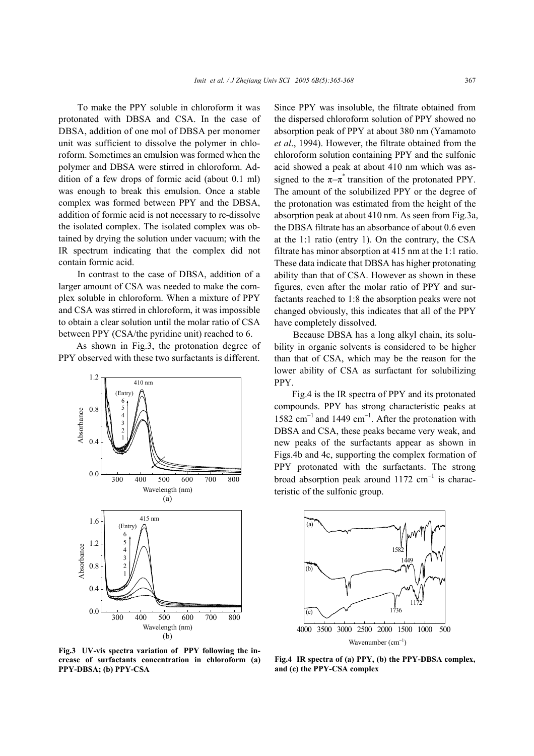To make the PPY soluble in chloroform it was protonated with DBSA and CSA. In the case of DBSA, addition of one mol of DBSA per monomer unit was sufficient to dissolve the polymer in chloroform. Sometimes an emulsion was formed when the polymer and DBSA were stirred in chloroform. Addition of a few drops of formic acid (about 0.1 ml) was enough to break this emulsion. Once a stable complex was formed between PPY and the DBSA, addition of formic acid is not necessary to re-dissolve the isolated complex. The isolated complex was obtained by drying the solution under vacuum; with the IR spectrum indicating that the complex did not contain formic acid.

In contrast to the case of DBSA, addition of a larger amount of CSA was needed to make the complex soluble in chloroform. When a mixture of PPY and CSA was stirred in chloroform, it was impossible to obtain a clear solution until the molar ratio of CSA between PPY (CSA/the pyridine unit) reached to 6.

As shown in Fig.3, the protonation degree of PPY observed with these two surfactants is different.

**Fig.3 UV-vis spectra variation of PPY following the increase of surfactants concentration in chloroform (a) PPY-DBSA; (b) PPY-CSA**

Since PPY was insoluble, the filtrate obtained from the dispersed chloroform solution of PPY showed no absorption peak of PPY at about 380 nm (Yamamoto *et al*., 1994). However, the filtrate obtained from the chloroform solution containing PPY and the sulfonic acid showed a peak at about 410 nm which was assigned to the $\pi$–$\pi^*$ transition of the protonated PPY. The amount of the solubilized PPY or the degree of the protonation was estimated from the height of the absorption peak at about 410 nm. As seen from Fig.3a, the DBSA filtrate has an absorbance of about 0.6 even at the 1:1 ratio (entry 1). On the contrary, the CSA filtrate has minor absorption at 415 nm at the 1:1 ratio. These data indicate that DBSA has higher protonating ability than that of CSA. However as shown in these figures, even after the molar ratio of PPY and surfactants reached to 1:8 the absorption peaks were not changed obviously, this indicates that all of the PPY have completely dissolved.

Because DBSA has a long alkyl chain, its solubility in organic solvents is considered to be higher than that of CSA, which may be the reason for the lower ability of CSA as surfactant for solubilizing PPY.

Fig.4 is the IR spectra of PPY and its protonated compounds. PPY has strong characteristic peaks at 1582 $cm^{-1}$ and 1449 $cm^{-1}$. After the protonation with DBSA and CSA, these peaks became very weak, and new peaks of the surfactants appear as shown in Figs.4b and 4c, supporting the complex formation of PPY protonated with the surfactants. The strong broad absorption peak around 1172 $cm^{-1}$ is characteristic of the sulfonic group.

**Fig.4 IR spectra of (a) PPY, (b) the PPY-DBSA complex, and (c) the PPY-CSA complex**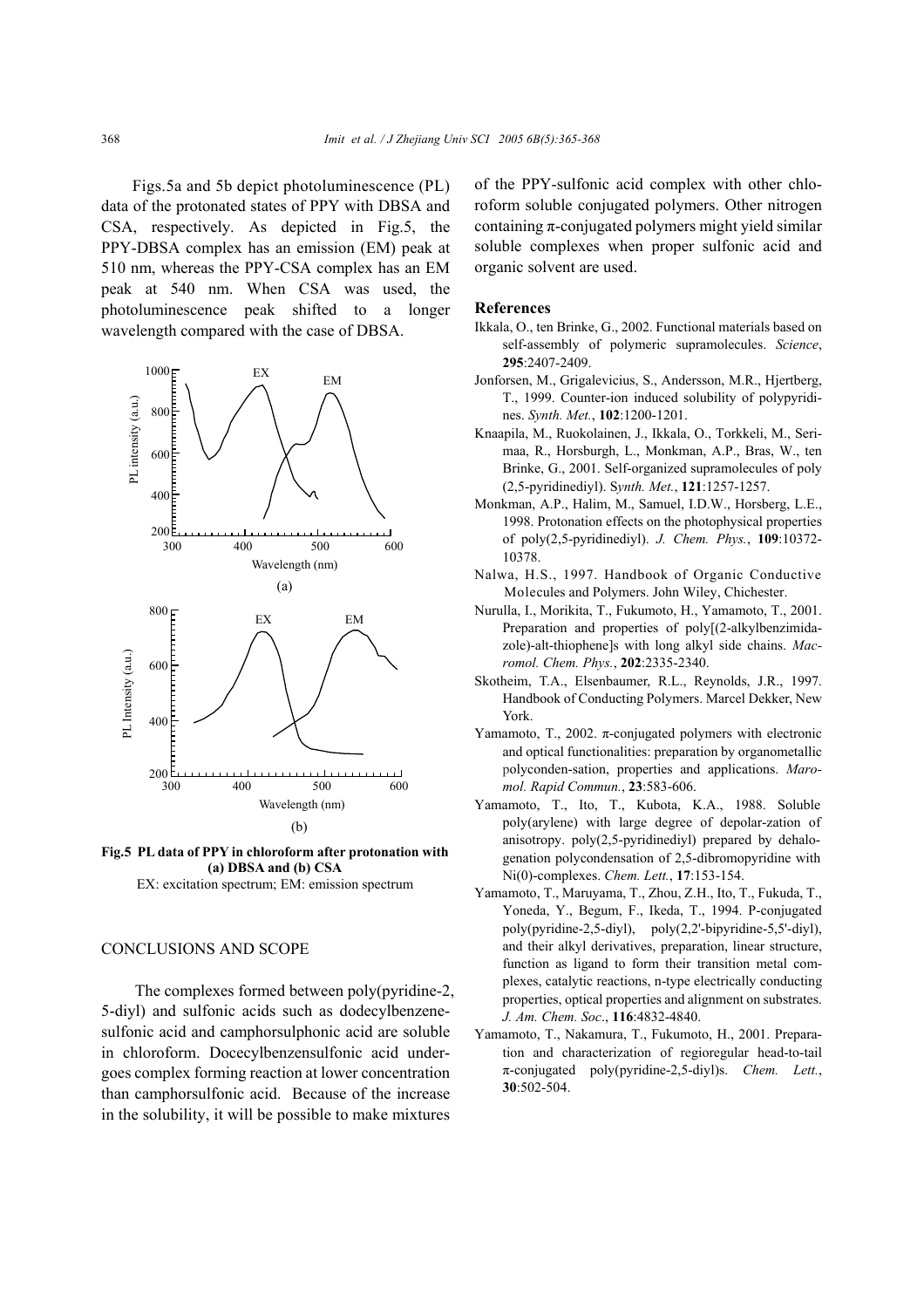Figs.5a and 5b depict photoluminescence (PL) data of the protonated states of PPY with DBSA and CSA, respectively. As depicted in Fig.5, the PPY-DBSA complex has an emission (EM) peak at 510 nm, whereas the PPY-CSA complex has an EM peak at 540 nm. When CSA was used, the photoluminescence peak shifted to a longer wavelength compared with the case of DBSA.

1000
800
600
400
200
PL intensity (a.u.)
EX
EM
300 400 500 600
Wavelength (nm)
(a)

800
600
400
200
PL Intensity (a.u.)
EX
EM
300 400 500 600
Wavelength (nm)
(b)

**Fig.5 PL data of PPY in chloroform after protonation with (a) DBSA and (b) CSA**

EX: excitation spectrum; EM: emission spectrum

## CONCLUSIONS AND SCOPE

The complexes formed between poly(pyridine-2, 5-diyl) and sulfonic acids such as dodecylbenzenesulfonic acid and camphorsulphonic acid are soluble in chloroform. Docecylbenzensulfonic acid undergoes complex forming reaction at lower concentration than camphorsulfonic acid. Because of the increase in the solubility, it will be possible to make mixtures of the PPY-sulfonic acid complex with other chloroform soluble conjugated polymers. Other nitrogen containing π-conjugated polymers might yield similar soluble complexes when proper sulfonic acid and organic solvent are used.

## References

Ikkala, O., ten Brinke, G., 2002. Functional materials based on self-assembly of polymeric supramolecules. *Science*, **295**:2407-2409.

Jonforsen, M., Grigalevicius, S., Andersson, M.R., Hjertberg, T., 1999. Counter-ion induced solubility of polypyridines. *Synth. Met.*, **102**:1200-1201.

Knaapila, M., Ruokolainen, J., Ikkala, O., Torkkeli, M., Serimaa, R., Horsburgh, L., Monkman, A.P., Bras, W., ten Brinke, G., 2001. Self-organized supramolecules of poly (2,5-pyridinediyl). *Synth. Met.*, **121**:1257-1257.

Monkman, A.P., Halim, M., Samuel, I.D.W., Horsberg, L.E., 1998. Protonation effects on the photophysical properties of poly(2,5-pyridinediyl). *J. Chem. Phys.*, **109**:10372-10378.

Nalwa, H.S., 1997. Handbook of Organic Conductive Molecules and Polymers. John Wiley, Chichester.

Nurulla, I., Morikita, T., Fukumoto, H., Yamamoto, T., 2001. Preparation and properties of poly[(2-alkylbenzimidazole)-alt-thiophene]s with long alkyl side chains. *Macromol. Chem. Phys.*, **202**:2335-2340.

Skotheim, T.A., Elsenbaumer, R.L., Reynolds, J.R., 1997. Handbook of Conducting Polymers. Marcel Dekker, New York.

Yamamoto, T., 2002. π-conjugated polymers with electronic and optical functionalities: preparation by organometallic polyconden-sation, properties and applications. *Maromol. Rapid Commun.*, **23**:583-606.

Yamamoto, T., Ito, T., Kubota, K.A., 1988. Soluble poly(arylene) with large degree of depolar-zation of anisotropy. poly(2,5-pyridinediyl) prepared by dehalogenation polycondensation of 2,5-dibromopyridine with Ni(0)-complexes. *Chem. Lett.*, **17**:153-154.

Yamamoto, T., Maruyama, T., Zhou, Z.H., Ito, T., Fukuda, T., Yoneda, Y., Begum, F., Ikeda, T., 1994. P-conjugated poly(pyridine-2,5-diyl), poly(2,2'-bipyridine-5,5'-diyl), and their alkyl derivatives, preparation, linear structure, function as ligand to form their transition metal complexes, catalytic reactions, n-type electrically conducting properties, optical properties and alignment on substrates. *J. Am. Chem. Soc*., **116**:4832-4840.

Yamamoto, T., Nakamura, T., Fukumoto, H., 2001. Preparation and characterization of regioregular head-to-tail π-conjugated poly(pyridine-2,5-diyl)s. *Chem. Lett.*, **30**:502-504.